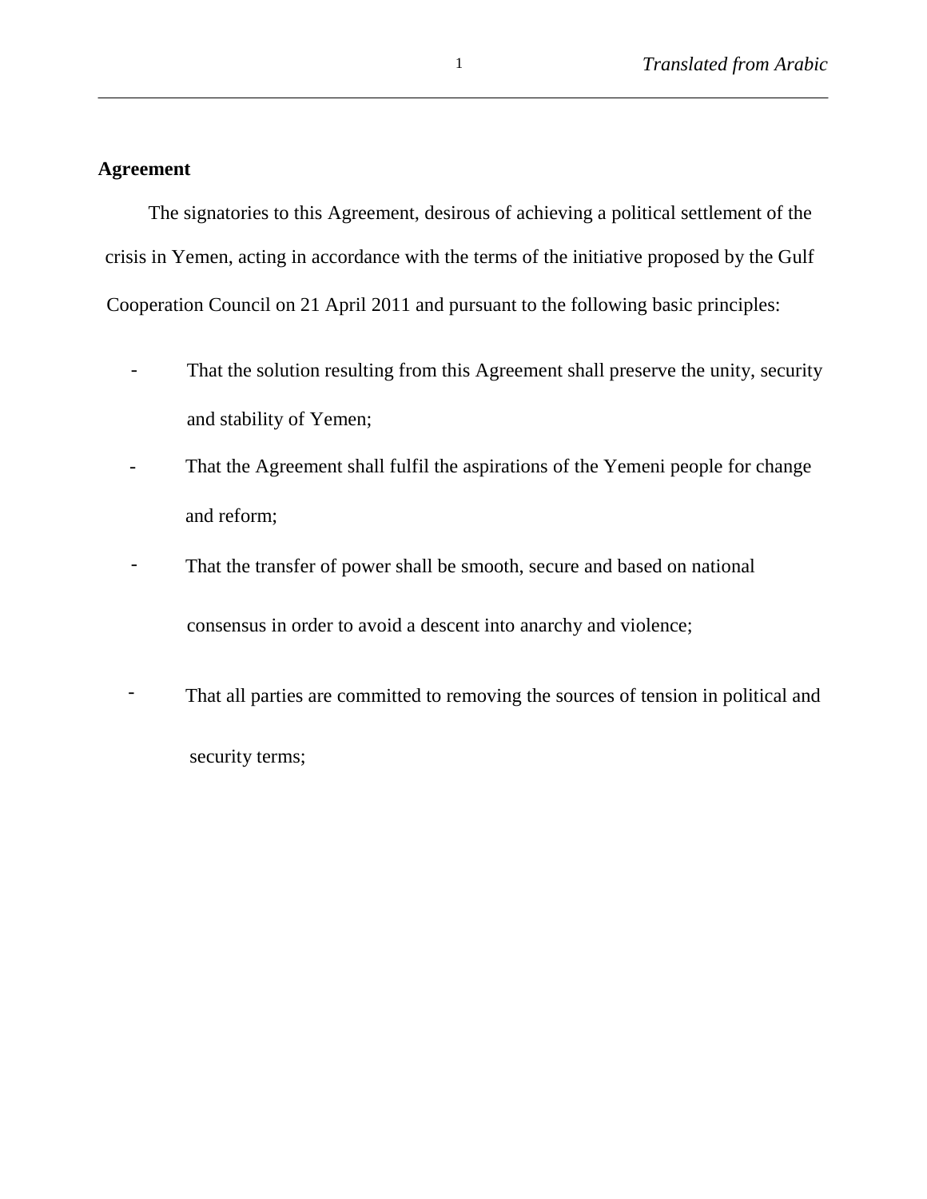**Agreement**

The signatories to this Agreement, desirous of achieving a political settlement of the crisis in Yemen, acting in accordance with the terms of the initiative proposed by the Gulf Cooperation Council on 21 April 2011 and pursuant to the following basic principles:

- That the solution resulting from this Agreement shall preserve the unity, security and stability of Yemen;
- That the Agreement shall fulfil the aspirations of the Yemeni people for change and reform;
- That the transfer of power shall be smooth, secure and based on national consensus in order to avoid a descent into anarchy and violence;
- That all parties are committed to removing the sources of tension in political and security terms;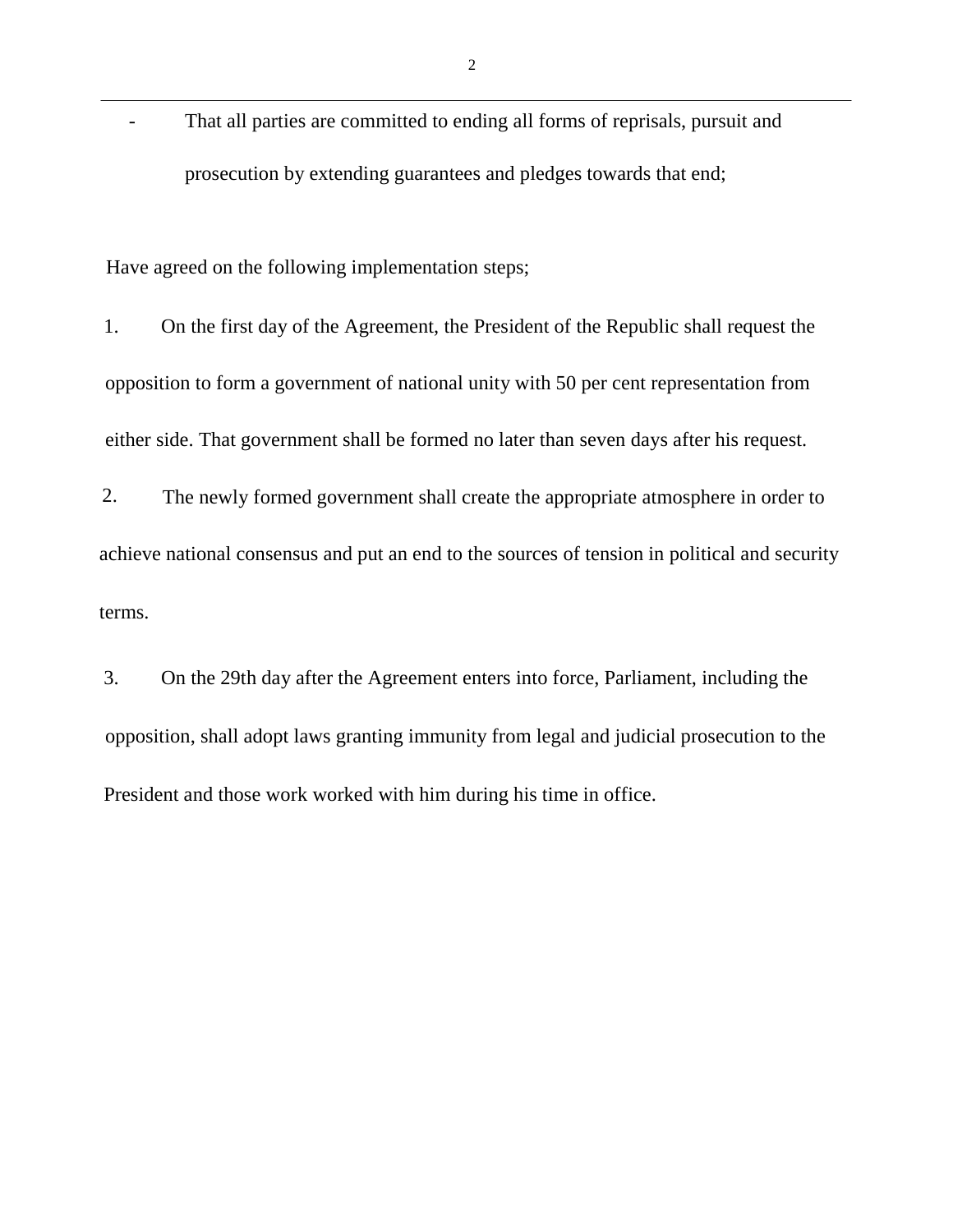- That all parties are committed to ending all forms of reprisals, pursuit and prosecution by extending guarantees and pledges towards that end;

Have agreed on the following implementation steps;

1. On the first day of the Agreement, the President of the Republic shall request the opposition to form a government of national unity with 50 per cent representation from either side. That government shall be formed no later than seven days after his request.

2. The newly formed government shall create the appropriate atmosphere in order to achieve national consensus and put an end to the sources of tension in political and security terms.

3. On the 29th day after the Agreement enters into force, Parliament, including the opposition, shall adopt laws granting immunity from legal and judicial prosecution to the President and those work worked with him during his time in office.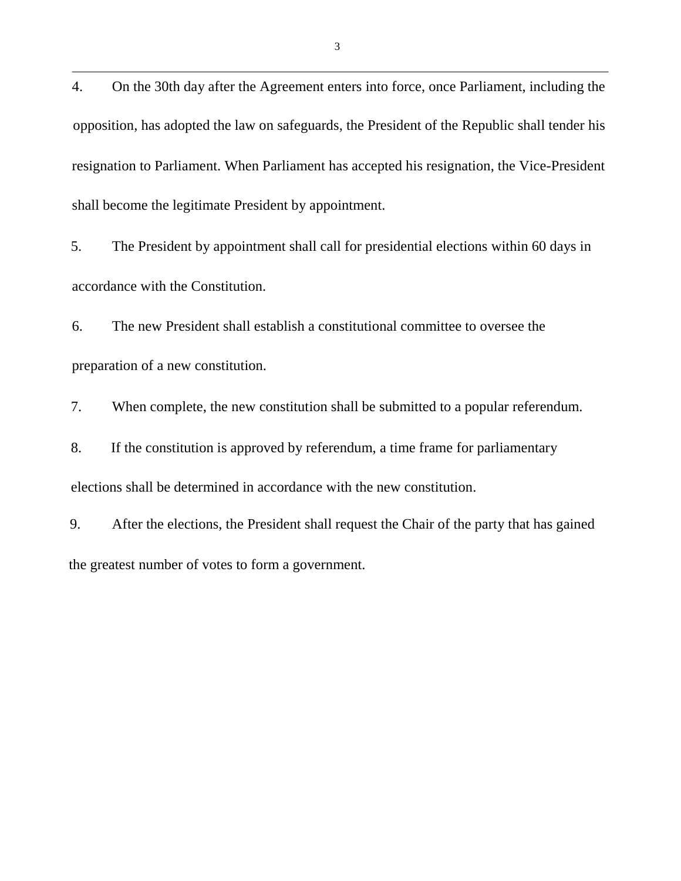4. On the 30th day after the Agreement enters into force, once Parliament, including the opposition, has adopted the law on safeguards, the President of the Republic shall tender his resignation to Parliament. When Parliament has accepted his resignation, the Vice-President shall become the legitimate President by appointment.

5. The President by appointment shall call for presidential elections within 60 days in accordance with the Constitution.

6. The new President shall establish a constitutional committee to oversee the preparation of a new constitution.

7. When complete, the new constitution shall be submitted to a popular referendum.

8. If the constitution is approved by referendum, a time frame for parliamentary elections shall be determined in accordance with the new constitution.

9. After the elections, the President shall request the Chair of the party that has gained the greatest number of votes to form a government.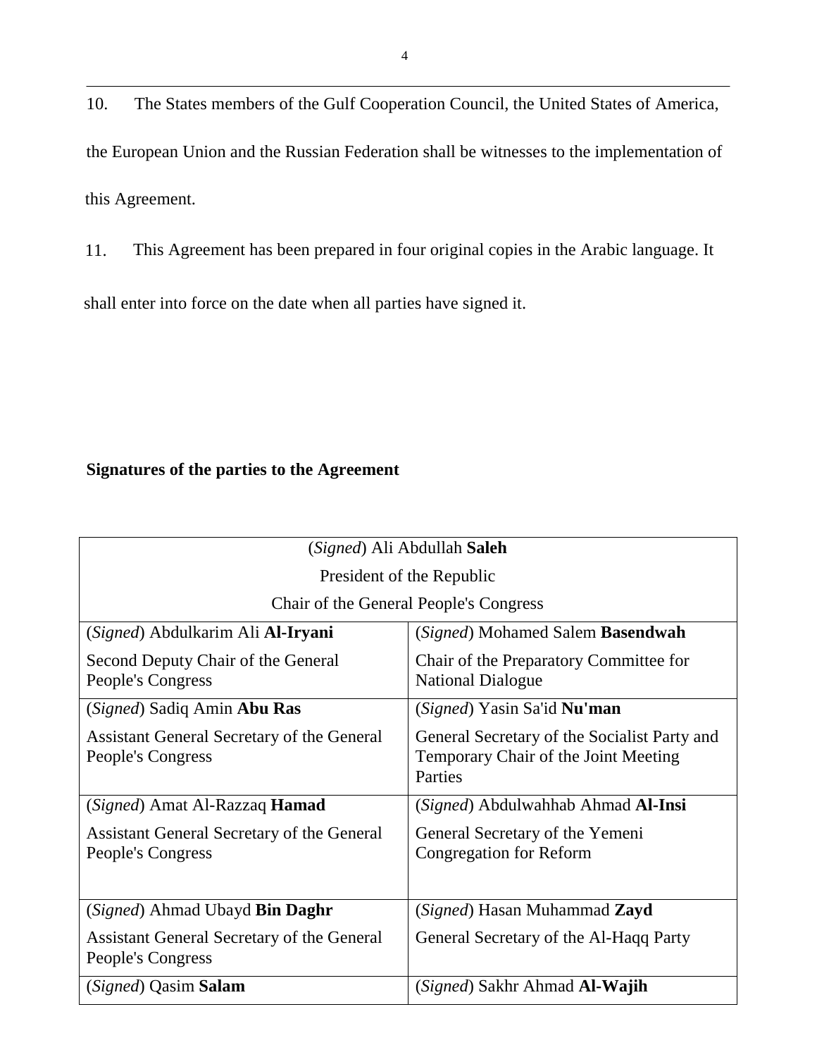10. The States members of the Gulf Cooperation Council, the United States of America, the European Union and the Russian Federation shall be witnesses to the implementation of this Agreement.

11. This Agreement has been prepared in four original copies in the Arabic language. It shall enter into force on the date when all parties have signed it.

**Signatures of the parties to the Agreement**

| (*Signed*) Ali Abdullah **Saleh**<br>President of the Republic<br>Chair of the General People's Congress | |
|---|---|
| (*Signed*) Abdulkarim Ali **Al-Iryani**<br>Second Deputy Chair of the General People's Congress | (*Signed*) Mohamed Salem **Basendwah**<br>Chair of the Preparatory Committee for National Dialogue |
| (*Signed*) Sadiq Amin **Abu Ras**<br>Assistant General Secretary of the General People's Congress | (*Signed*) Yasin Sa'id **Nu'man**<br>General Secretary of the Socialist Party and Temporary Chair of the Joint Meeting Parties |
| (*Signed*) Amat Al-Razzaq **Hamad**<br>Assistant General Secretary of the General People's Congress | (*Signed*) Abdulwahhab Ahmad **Al-Insi**<br>General Secretary of the Yemeni Congregation for Reform |
| (*Signed*) Ahmad Ubayd **Bin Daghr**<br>Assistant General Secretary of the General People's Congress | (*Signed*) Hasan Muhammad **Zayd**<br>General Secretary of the Al-Haqq Party |
| (*Signed*) Qasim **Salam** | (*Signed*) Sakhr Ahmad **Al-Wajih** |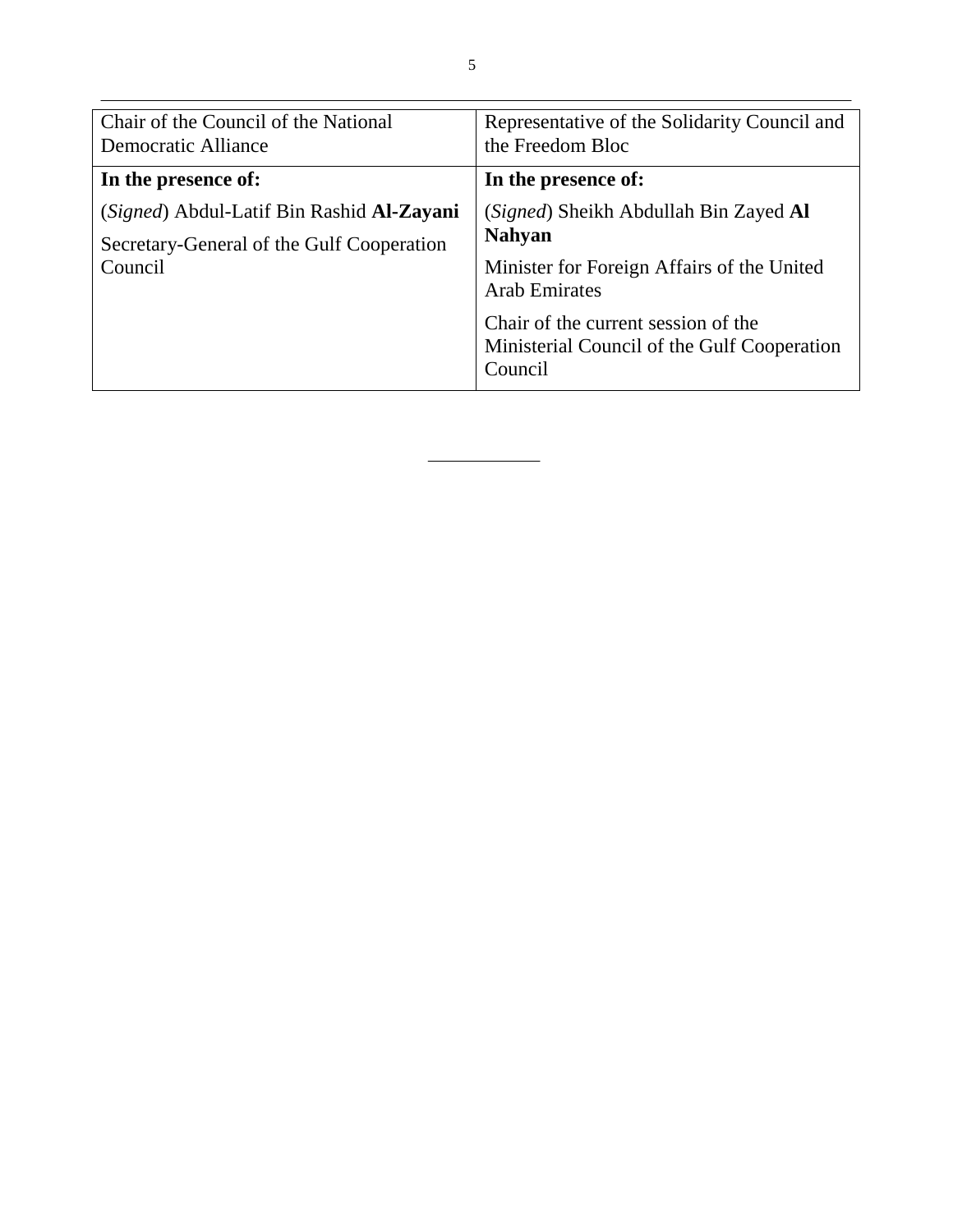| | |
|---|---|
| Chair of the Council of the National Democratic Alliance | Representative of the Solidarity Council and the Freedom Bloc |
| **In the presence of:** | **In the presence of:** |
| (*Signed*) Abdul-Latif Bin Rashid **Al-Zayani**<br><br>Secretary-General of the Gulf Cooperation Council | (*Signed*) Sheikh Abdullah Bin Zayed **Al Nahyan**<br><br>Minister for Foreign Affairs of the United Arab Emirates<br><br>Chair of the current session of the Ministerial Council of the Gulf Cooperation Council |